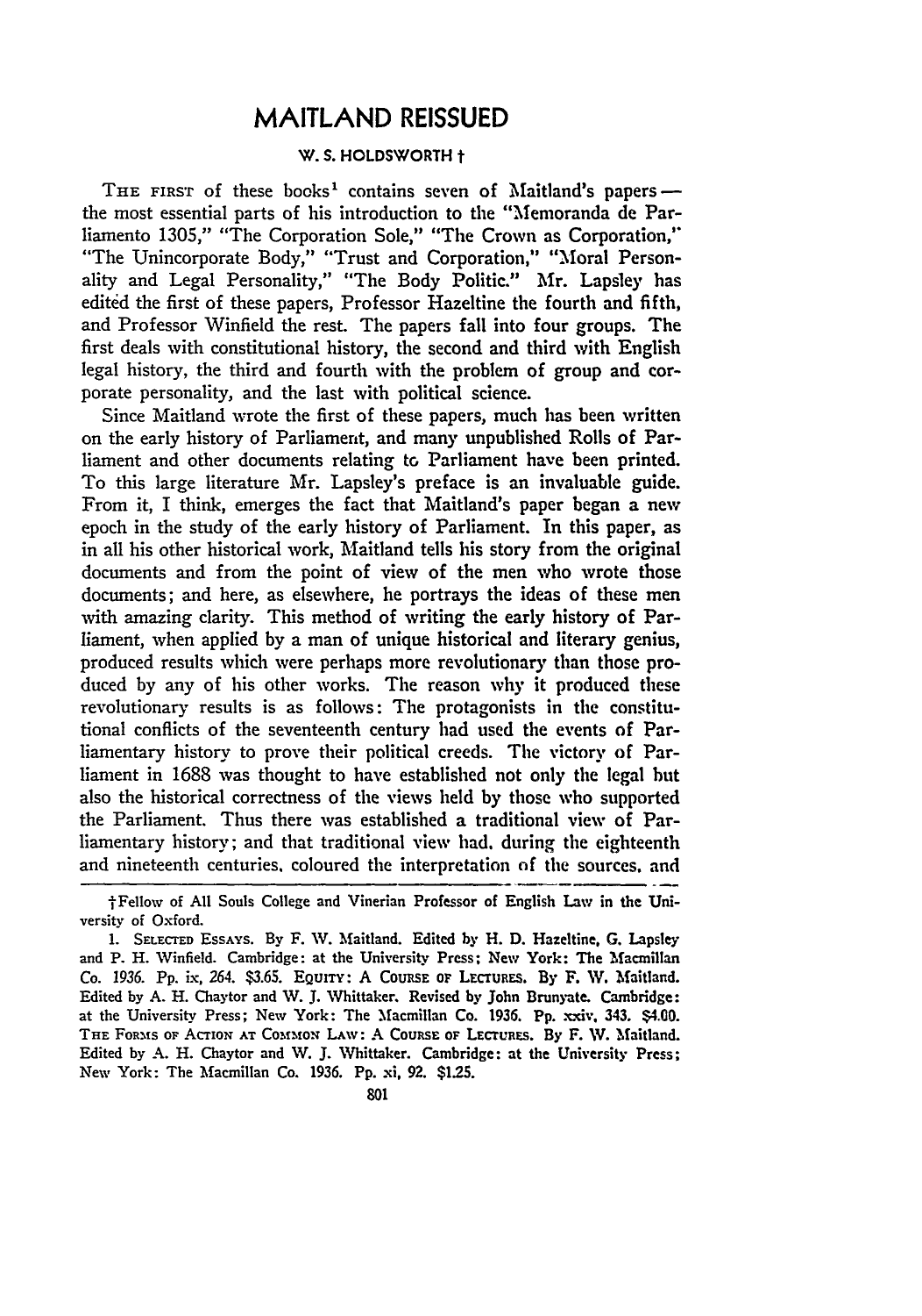# MAITLAND REISSUED

W. S. HOLDSWORTH †

THE FIRST of these books[1] contains seven of Maitland's papers — the most essential parts of his introduction to the "Memoranda de Parliamento 1305," "The Corporation Sole," "The Crown as Corporation," "The Unincorporate Body," "Trust and Corporation," "Moral Personality and Legal Personality," "The Body Politic." Mr. Lapsley has edited the first of these papers, Professor Hazeltine the fourth and fifth, and Professor Winfield the rest. The papers fall into four groups. The first deals with constitutional history, the second and third with English legal history, the third and fourth with the problem of group and corporate personality, and the last with political science.

Since Maitland wrote the first of these papers, much has been written on the early history of Parliament, and many unpublished Rolls of Parliament and other documents relating to Parliament have been printed. To this large literature Mr. Lapsley's preface is an invaluable guide. From it, I think, emerges the fact that Maitland's paper began a new epoch in the study of the early history of Parliament. In this paper, as in all his other historical work, Maitland tells his story from the original documents and from the point of view of the men who wrote those documents; and here, as elsewhere, he portrays the ideas of these men with amazing clarity. This method of writing the early history of Parliament, when applied by a man of unique historical and literary genius, produced results which were perhaps more revolutionary than those produced by any of his other works. The reason why it produced these revolutionary results is as follows: The protagonists in the constitutional conflicts of the seventeenth century had used the events of Parliamentary history to prove their political creeds. The victory of Parliament in 1688 was thought to have established not only the legal but also the historical correctness of the views held by those who supported the Parliament. Thus there was established a traditional view of Parliamentary history; and that traditional view had, during the eighteenth and nineteenth centuries, coloured the interpretation of the sources, and

---

† Fellow of All Souls College and Vinerian Professor of English Law in the University of Oxford.

1. SELECTED ESSAYS. By F. W. Maitland. Edited by H. D. Hazeltine, G. Lapsley and P. H. Winfield. Cambridge: at the University Press; New York: The Macmillan Co. 1936. Pp. ix, 264. $3.65. EQUITY: A COURSE OF LECTURES. By F. W. Maitland. Edited by A. H. Chaytor and W. J. Whittaker. Revised by John Brunyate. Cambridge: at the University Press; New York: The Macmillan Co. 1936. Pp. xxiv, 343. $4.00. THE FORMS OF ACTION AT COMMON LAW: A COURSE OF LECTURES. By F. W. Maitland. Edited by A. H. Chaytor and W. J. Whittaker. Cambridge: at the University Press; New York: The Macmillan Co. 1936. Pp. xi, 92. $1.25.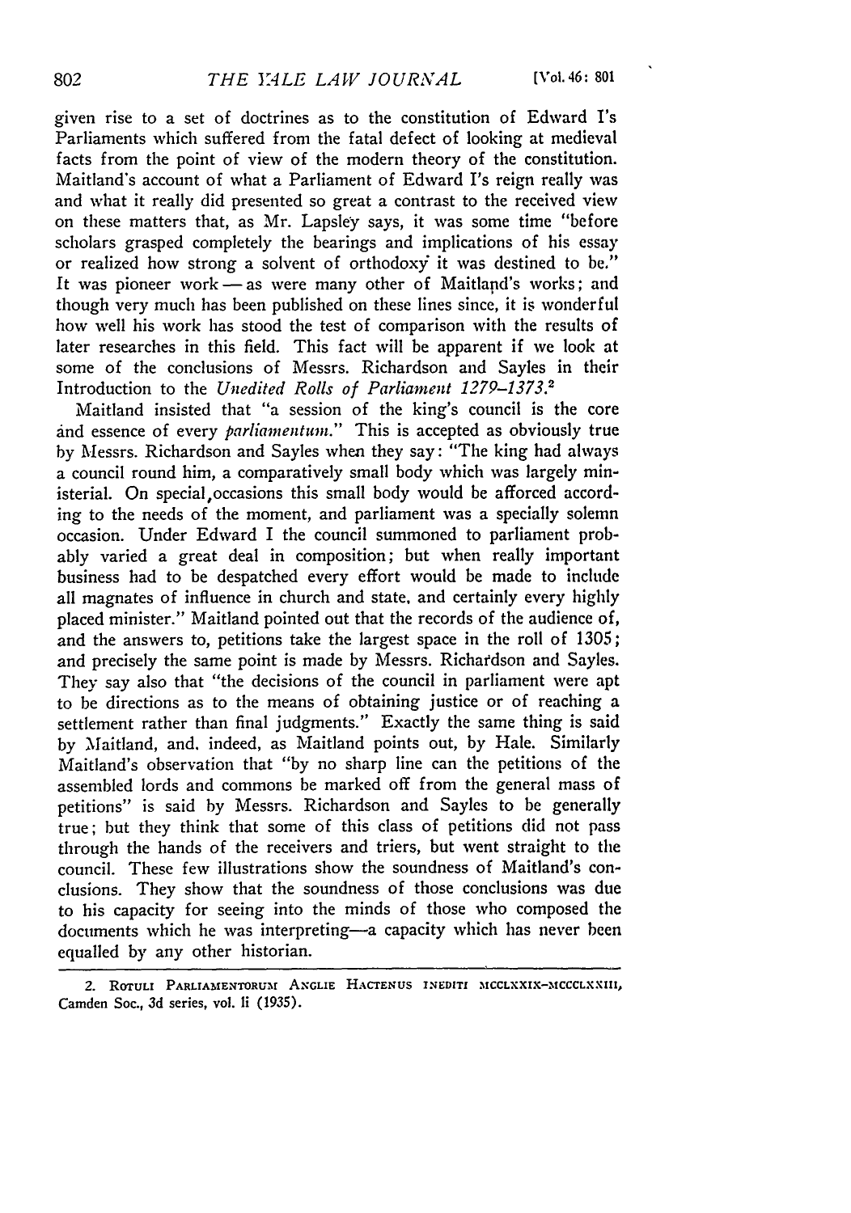given rise to a set of doctrines as to the constitution of Edward I's Parliaments which suffered from the fatal defect of looking at medieval facts from the point of view of the modern theory of the constitution. Maitland's account of what a Parliament of Edward I's reign really was and what it really did presented so great a contrast to the received view on these matters that, as Mr. Lapsley says, it was some time "before scholars grasped completely the bearings and implications of his essay or realized how strong a solvent of orthodoxy it was destined to be." It was pioneer work — as were many other of Maitland's works; and though very much has been published on these lines since, it is wonderful how well his work has stood the test of comparison with the results of later researches in this field. This fact will be apparent if we look at some of the conclusions of Messrs. Richardson and Sayles in their Introduction to the *Unedited Rolls of Parliament 1279–1373.*[2]

Maitland insisted that "a session of the king's council is the core and essence of every *parliamentum.*" This is accepted as obviously true by Messrs. Richardson and Sayles when they say: "The king had always a council round him, a comparatively small body which was largely ministerial. On special occasions this small body would be afforced according to the needs of the moment, and parliament was a specially solemn occasion. Under Edward I the council summoned to parliament probably varied a great deal in composition; but when really important business had to be despatched every effort would be made to include all magnates of influence in church and state, and certainly every highly placed minister." Maitland pointed out that the records of the audience of, and the answers to, petitions take the largest space in the roll of 1305; and precisely the same point is made by Messrs. Richardson and Sayles. They say also that "the decisions of the council in parliament were apt to be directions as to the means of obtaining justice or of reaching a settlement rather than final judgments." Exactly the same thing is said by Maitland, and, indeed, as Maitland points out, by Hale. Similarly Maitland's observation that "by no sharp line can the petitions of the assembled lords and commons be marked off from the general mass of petitions" is said by Messrs. Richardson and Sayles to be generally true; but they think that some of this class of petitions did not pass through the hands of the receivers and triers, but went straight to the council. These few illustrations show the soundness of Maitland's conclusions. They show that the soundness of those conclusions was due to his capacity for seeing into the minds of those who composed the documents which he was interpreting—a capacity which has never been equalled by any other historian.

2. ROTULI PARLIAMENTORUM ANGLIE HACTENUS INEDITI MCCLXXIX–MCCCLXXIII, Camden Soc., 3d series, vol. li (1935).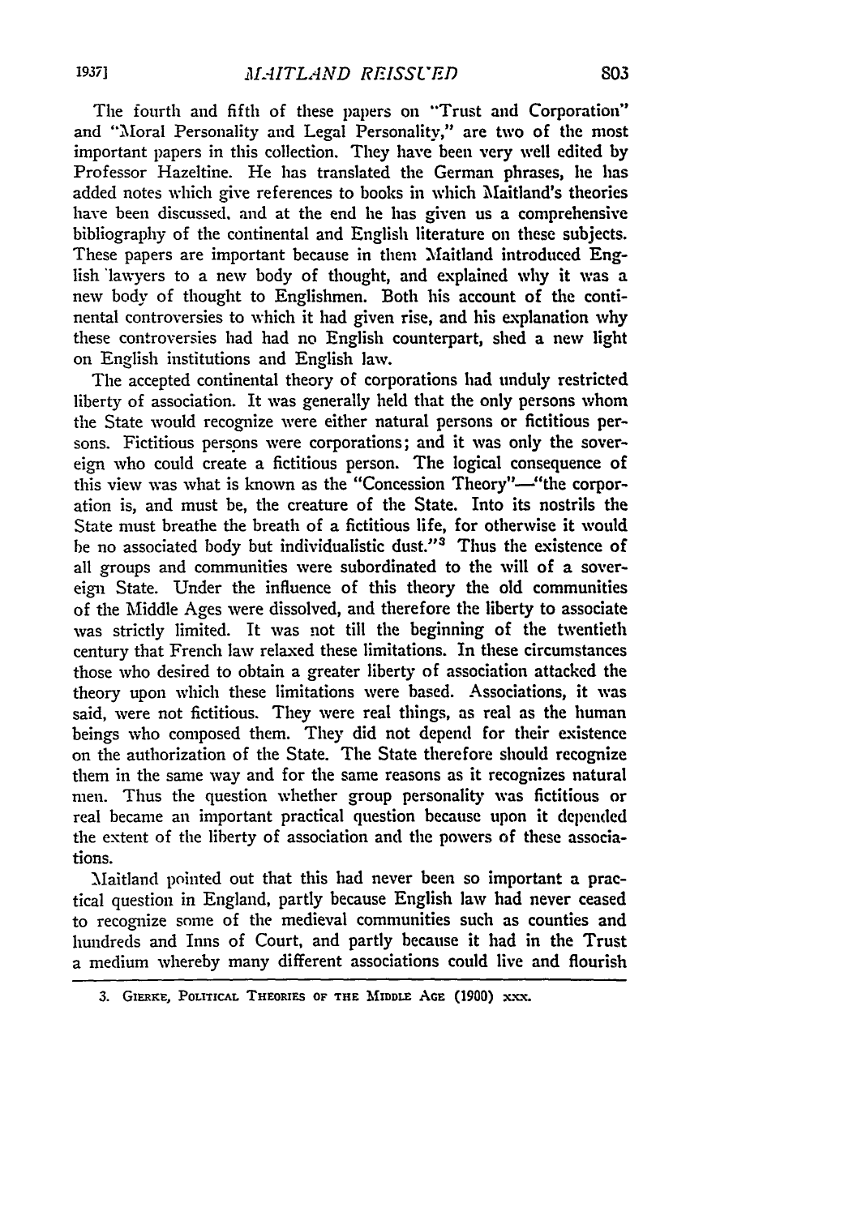The fourth and fifth of these papers on "Trust and Corporation" and "Moral Personality and Legal Personality," are two of the most important papers in this collection. They have been very well edited by Professor Hazeltine. He has translated the German phrases, he has added notes which give references to books in which Maitland's theories have been discussed, and at the end he has given us a comprehensive bibliography of the continental and English literature on these subjects. These papers are important because in them Maitland introduced English lawyers to a new body of thought, and explained why it was a new body of thought to Englishmen. Both his account of the continental controversies to which it had given rise, and his explanation why these controversies had had no English counterpart, shed a new light on English institutions and English law.

The accepted continental theory of corporations had unduly restricted liberty of association. It was generally held that the only persons whom the State would recognize were either natural persons or fictitious persons. Fictitious persons were corporations; and it was only the sovereign who could create a fictitious person. The logical consequence of this view was what is known as the "Concession Theory"—"the corporation is, and must be, the creature of the State. Into its nostrils the State must breathe the breath of a fictitious life, for otherwise it would be no associated body but individualistic dust."[3] Thus the existence of all groups and communities were subordinated to the will of a sovereign State. Under the influence of this theory the old communities of the Middle Ages were dissolved, and therefore the liberty to associate was strictly limited. It was not till the beginning of the twentieth century that French law relaxed these limitations. In these circumstances those who desired to obtain a greater liberty of association attacked the theory upon which these limitations were based. Associations, it was said, were not fictitious. They were real things, as real as the human beings who composed them. They did not depend for their existence on the authorization of the State. The State therefore should recognize them in the same way and for the same reasons as it recognizes natural men. Thus the question whether group personality was fictitious or real became an important practical question because upon it depended the extent of the liberty of association and the powers of these associations.

Maitland pointed out that this had never been so important a practical question in England, partly because English law had never ceased to recognize some of the medieval communities such as counties and hundreds and Inns of Court, and partly because it had in the Trust a medium whereby many different associations could live and flourish

---

3. Gierke, Political Theories of the Middle Age (1900) xxx.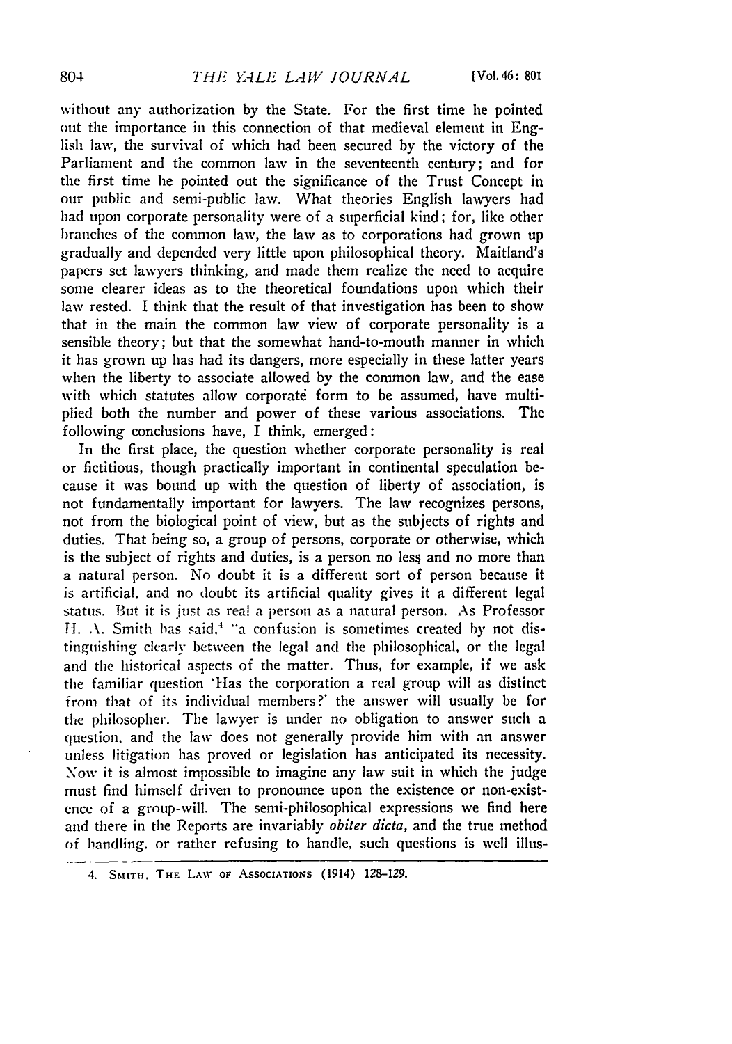without any authorization by the State. For the first time he pointed out the importance in this connection of that medieval element in English law, the survival of which had been secured by the victory of the Parliament and the common law in the seventeenth century; and for the first time he pointed out the significance of the Trust Concept in our public and semi-public law. What theories English lawyers had had upon corporate personality were of a superficial kind; for, like other branches of the common law, the law as to corporations had grown up gradually and depended very little upon philosophical theory. Maitland's papers set lawyers thinking, and made them realize the need to acquire some clearer ideas as to the theoretical foundations upon which their law rested. I think that the result of that investigation has been to show that in the main the common law view of corporate personality is a sensible theory; but that the somewhat hand-to-mouth manner in which it has grown up has had its dangers, more especially in these latter years when the liberty to associate allowed by the common law, and the ease with which statutes allow corporate form to be assumed, have multiplied both the number and power of these various associations. The following conclusions have, I think, emerged:

In the first place, the question whether corporate personality is real or fictitious, though practically important in continental speculation because it was bound up with the question of liberty of association, is not fundamentally important for lawyers. The law recognizes persons, not from the biological point of view, but as the subjects of rights and duties. That being so, a group of persons, corporate or otherwise, which is the subject of rights and duties, is a person no less and no more than a natural person. No doubt it is a different sort of person because it is artificial, and no doubt its artificial quality gives it a different legal status. But it is just as real a person as a natural person. As Professor H. A. Smith has said,[4] "a confusion is sometimes created by not distinguishing clearly between the legal and the philosophical, or the legal and the historical aspects of the matter. Thus, for example, if we ask the familiar question 'Has the corporation a real group will as distinct from that of its individual members?' the answer will usually be for the philosopher. The lawyer is under no obligation to answer such a question, and the law does not generally provide him with an answer unless litigation has proved or legislation has anticipated its necessity. Now it is almost impossible to imagine any law suit in which the judge must find himself driven to pronounce upon the existence or non-existence of a group-will. The semi-philosophical expressions we find here and there in the Reports are invariably *obiter dicta*, and the true method of handling, or rather refusing to handle, such questions is well illus-

4. SMITH, THE LAW OF ASSOCIATIONS (1914) 128-129.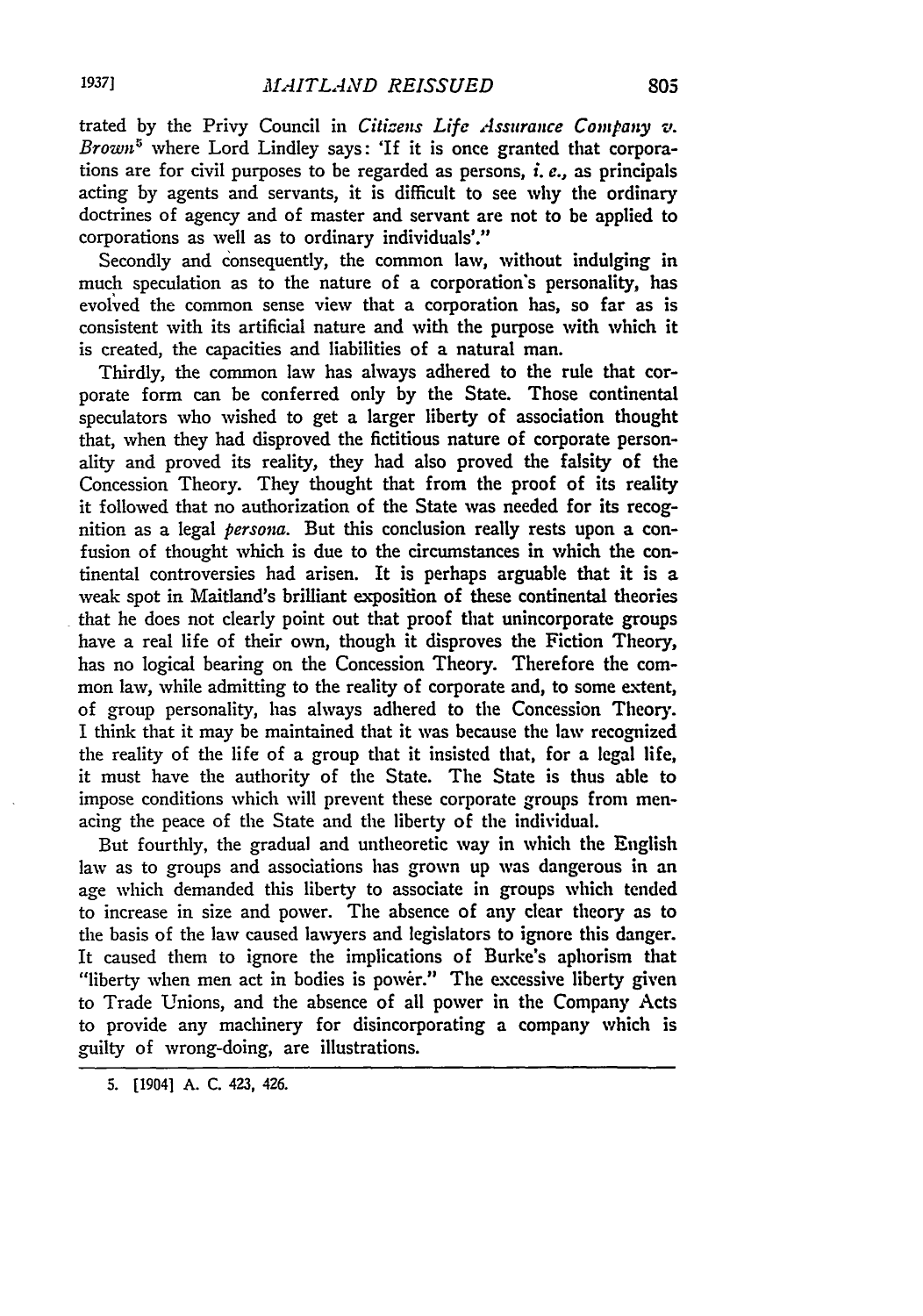trated by the Privy Council in *Citizens Life Assurance Company v. Brown*[5] where Lord Lindley says: 'If it is once granted that corporations are for civil purposes to be regarded as persons, *i. e.*, as principals acting by agents and servants, it is difficult to see why the ordinary doctrines of agency and of master and servant are not to be applied to corporations as well as to ordinary individuals'."

Secondly and consequently, the common law, without indulging in much speculation as to the nature of a corporation's personality, has evolved the common sense view that a corporation has, so far as is consistent with its artificial nature and with the purpose with which it is created, the capacities and liabilities of a natural man.

Thirdly, the common law has always adhered to the rule that corporate form can be conferred only by the State. Those continental speculators who wished to get a larger liberty of association thought that, when they had disproved the fictitious nature of corporate personality and proved its reality, they had also proved the falsity of the Concession Theory. They thought that from the proof of its reality it followed that no authorization of the State was needed for its recognition as a legal *persona*. But this conclusion really rests upon a confusion of thought which is due to the circumstances in which the continental controversies had arisen. It is perhaps arguable that it is a weak spot in Maitland's brilliant exposition of these continental theories that he does not clearly point out that proof that unincorporate groups have a real life of their own, though it disproves the Fiction Theory, has no logical bearing on the Concession Theory. Therefore the common law, while admitting to the reality of corporate and, to some extent, of group personality, has always adhered to the Concession Theory. I think that it may be maintained that it was because the law recognized the reality of the life of a group that it insisted that, for a legal life, it must have the authority of the State. The State is thus able to impose conditions which will prevent these corporate groups from menacing the peace of the State and the liberty of the individual.

But fourthly, the gradual and untheoretic way in which the English law as to groups and associations has grown up was dangerous in an age which demanded this liberty to associate in groups which tended to increase in size and power. The absence of any clear theory as to the basis of the law caused lawyers and legislators to ignore this danger. It caused them to ignore the implications of Burke's aphorism that "liberty when men act in bodies is power." The excessive liberty given to Trade Unions, and the absence of all power in the Company Acts to provide any machinery for disincorporating a company which is guilty of wrong-doing, are illustrations.

---

5. [1904] A. C. 423, 426.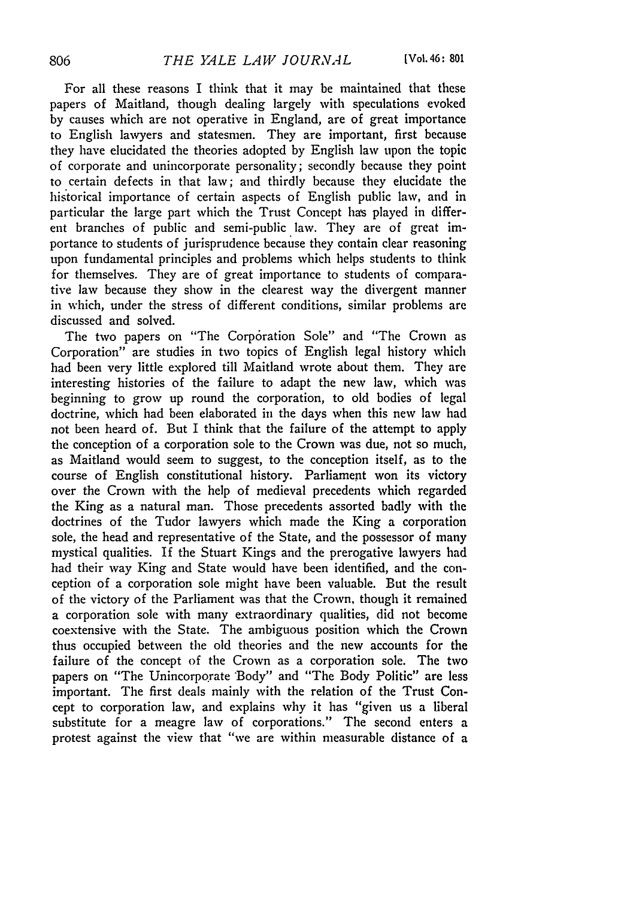For all these reasons I think that it may be maintained that these papers of Maitland, though dealing largely with speculations evoked by causes which are not operative in England, are of great importance to English lawyers and statesmen. They are important, first because they have elucidated the theories adopted by English law upon the topic of corporate and unincorporate personality; secondly because they point to certain defects in that law; and thirdly because they elucidate the historical importance of certain aspects of English public law, and in particular the large part which the Trust Concept has played in different branches of public and semi-public law. They are of great importance to students of jurisprudence because they contain clear reasoning upon fundamental principles and problems which helps students to think for themselves. They are of great importance to students of comparative law because they show in the clearest way the divergent manner in which, under the stress of different conditions, similar problems are discussed and solved.

The two papers on "The Corporation Sole" and "The Crown as Corporation" are studies in two topics of English legal history which had been very little explored till Maitland wrote about them. They are interesting histories of the failure to adapt the new law, which was beginning to grow up round the corporation, to old bodies of legal doctrine, which had been elaborated in the days when this new law had not been heard of. But I think that the failure of the attempt to apply the conception of a corporation sole to the Crown was due, not so much, as Maitland would seem to suggest, to the conception itself, as to the course of English constitutional history. Parliament won its victory over the Crown with the help of medieval precedents which regarded the King as a natural man. Those precedents assorted badly with the doctrines of the Tudor lawyers which made the King a corporation sole, the head and representative of the State, and the possessor of many mystical qualities. If the Stuart Kings and the prerogative lawyers had had their way King and State would have been identified, and the conception of a corporation sole might have been valuable. But the result of the victory of the Parliament was that the Crown, though it remained a corporation sole with many extraordinary qualities, did not become coextensive with the State. The ambiguous position which the Crown thus occupied between the old theories and the new accounts for the failure of the concept of the Crown as a corporation sole. The two papers on "The Unincorporate Body" and "The Body Politic" are less important. The first deals mainly with the relation of the Trust Concept to corporation law, and explains why it has "given us a liberal substitute for a meagre law of corporations." The second enters a protest against the view that "we are within measurable distance of a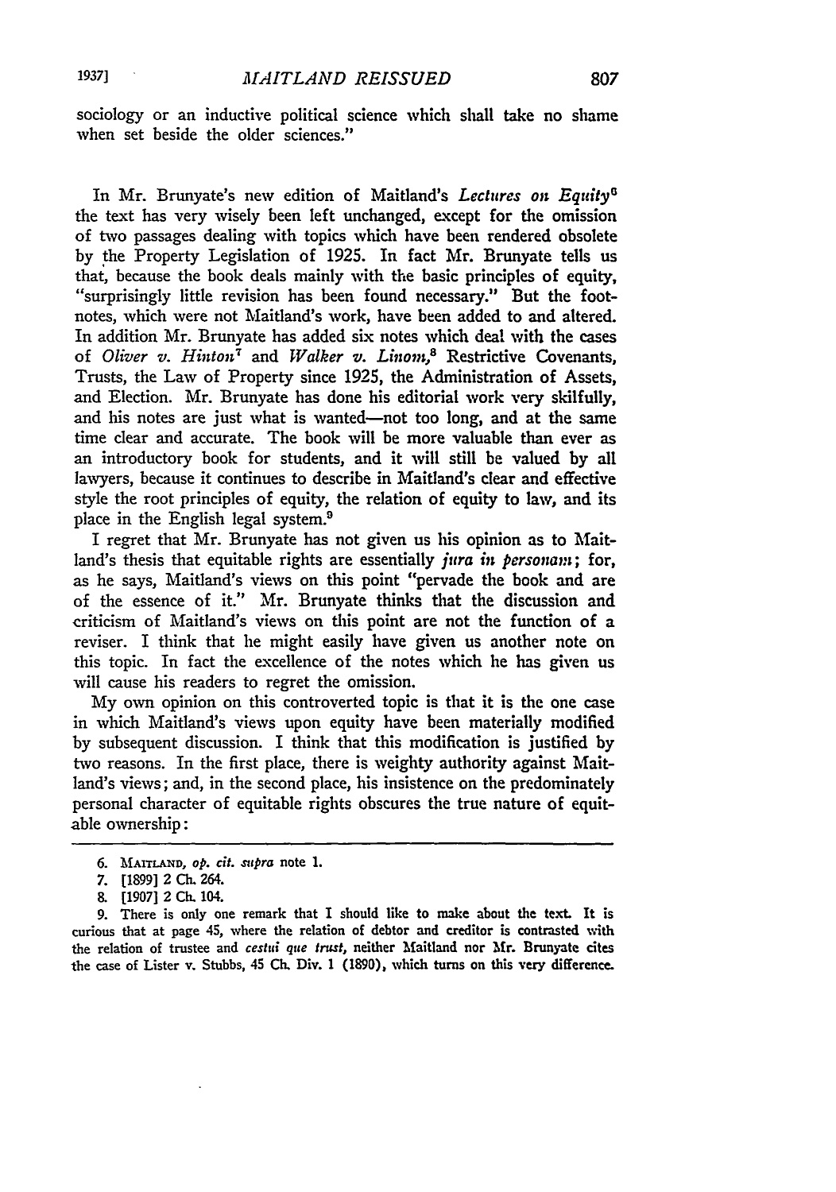sociology or an inductive political science which shall take no shame when set beside the older sciences."

In Mr. Brunyate's new edition of Maitland's *Lectures on Equity*[6] the text has very wisely been left unchanged, except for the omission of two passages dealing with topics which have been rendered obsolete by the Property Legislation of 1925. In fact Mr. Brunyate tells us that, because the book deals mainly with the basic principles of equity, "surprisingly little revision has been found necessary." But the footnotes, which were not Maitland's work, have been added to and altered. In addition Mr. Brunyate has added six notes which deal with the cases of *Oliver v. Hinton*[7] and *Walker v. Linom*,[8] Restrictive Covenants, Trusts, the Law of Property since 1925, the Administration of Assets, and Election. Mr. Brunyate has done his editorial work very skilfully, and his notes are just what is wanted—not too long, and at the same time clear and accurate. The book will be more valuable than ever as an introductory book for students, and it will still be valued by all lawyers, because it continues to describe in Maitland's clear and effective style the root principles of equity, the relation of equity to law, and its place in the English legal system.[9]

I regret that Mr. Brunyate has not given us his opinion as to Maitland's thesis that equitable rights are essentially *jura in personam*; for, as he says, Maitland's views on this point "pervade the book and are of the essence of it." Mr. Brunyate thinks that the discussion and criticism of Maitland's views on this point are not the function of a reviser. I think that he might easily have given us another note on this topic. In fact the excellence of the notes which he has given us will cause his readers to regret the omission.

My own opinion on this controverted topic is that it is the one case in which Maitland's views upon equity have been materially modified by subsequent discussion. I think that this modification is justified by two reasons. In the first place, there is weighty authority against Maitland's views; and, in the second place, his insistence on the predominately personal character of equitable rights obscures the true nature of equitable ownership:

---

6. MAITLAND, *op. cit. supra* note 1.

7. [1899] 2 Ch. 264.

8. [1907] 2 Ch. 104.

9. There is only one remark that I should like to make about the text. It is curious that at page 45, where the relation of debtor and creditor is contrasted with the relation of trustee and *cestui que trust*, neither Maitland nor Mr. Brunyate cites the case of Lister v. Stubbs, 45 Ch. Div. 1 (1890), which turns on this very difference.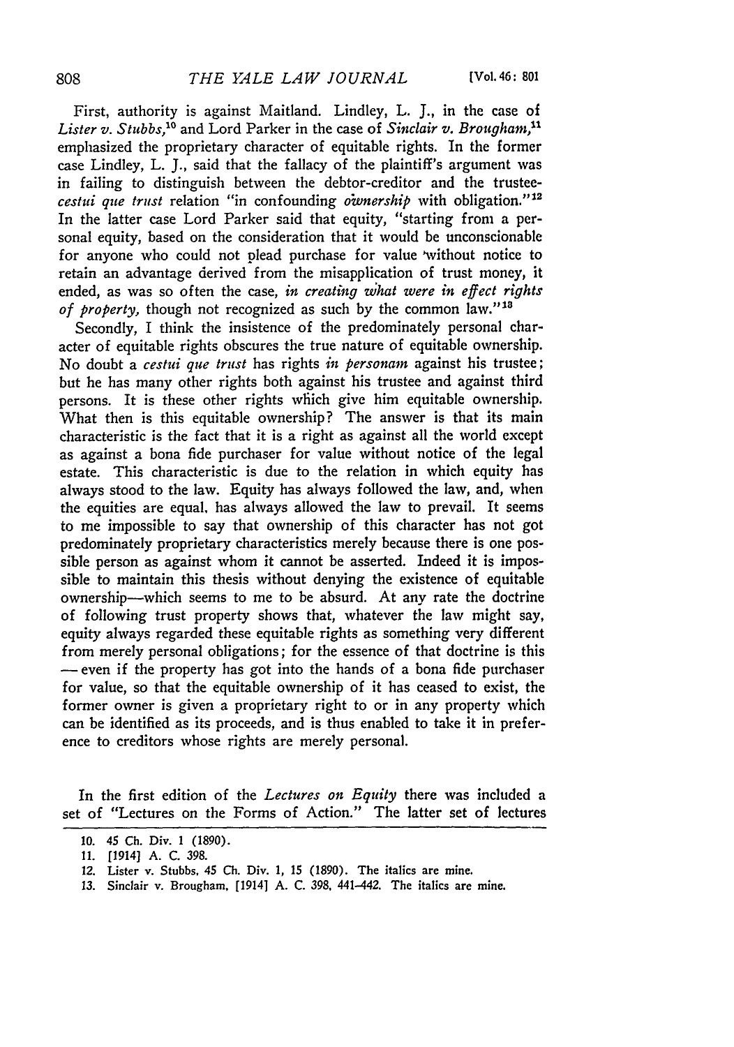First, authority is against Maitland. Lindley, L. J., in the case of *Lister v. Stubbs*,[10] and Lord Parker in the case of *Sinclair v. Brougham*,[11] emphasized the proprietary character of equitable rights. In the former case Lindley, L. J., said that the fallacy of the plaintiff's argument was in failing to distinguish between the debtor-creditor and the trustee-*cestui que trust* relation "in confounding *ownership* with obligation."[12] In the latter case Lord Parker said that equity, "starting from a personal equity, based on the consideration that it would be unconscionable for anyone who could not plead purchase for value without notice to retain an advantage derived from the misapplication of trust money, it ended, as was so often the case, *in creating what were in effect rights of property*, though not recognized as such by the common law."[13]

Secondly, I think the insistence of the predominately personal character of equitable rights obscures the true nature of equitable ownership. No doubt a *cestui que trust* has rights *in personam* against his trustee; but he has many other rights both against his trustee and against third persons. It is these other rights which give him equitable ownership. What then is this equitable ownership? The answer is that its main characteristic is the fact that it is a right as against all the world except as against a bona fide purchaser for value without notice of the legal estate. This characteristic is due to the relation in which equity has always stood to the law. Equity has always followed the law, and, when the equities are equal, has always allowed the law to prevail. It seems to me impossible to say that ownership of this character has not got predominately proprietary characteristics merely because there is one possible person as against whom it cannot be asserted. Indeed it is impossible to maintain this thesis without denying the existence of equitable ownership—which seems to me to be absurd. At any rate the doctrine of following trust property shows that, whatever the law might say, equity always regarded these equitable rights as something very different from merely personal obligations; for the essence of that doctrine is this — even if the property has got into the hands of a bona fide purchaser for value, so that the equitable ownership of it has ceased to exist, the former owner is given a proprietary right to or in any property which can be identified as its proceeds, and is thus enabled to take it in preference to creditors whose rights are merely personal.

In the first edition of the *Lectures on Equity* there was included a set of "Lectures on the Forms of Action." The latter set of lectures

---

10. 45 Ch. Div. 1 (1890).
11. [1914] A. C. 398.
12. Lister v. Stubbs, 45 Ch. Div. 1, 15 (1890). The italics are mine.
13. Sinclair v. Brougham, [1914] A. C. 398, 441–442. The italics are mine.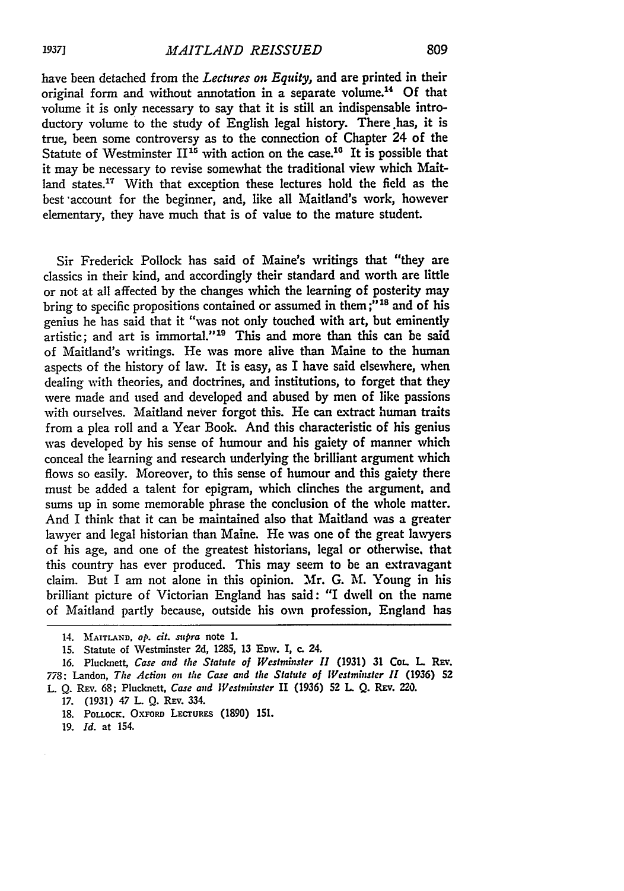have been detached from the *Lectures on Equity,* and are printed in their original form and without annotation in a separate volume.[14] Of that volume it is only necessary to say that it is still an indispensable introductory volume to the study of English legal history. There has, it is true, been some controversy as to the connection of Chapter 24 of the Statute of Westminster II[15] with action on the case.[16] It is possible that it may be necessary to revise somewhat the traditional view which Maitland states.[17] With that exception these lectures hold the field as the best account for the beginner, and, like all Maitland's work, however elementary, they have much that is of value to the mature student.

Sir Frederick Pollock has said of Maine's writings that "they are classics in their kind, and accordingly their standard and worth are little or not at all affected by the changes which the learning of posterity may bring to specific propositions contained or assumed in them;"[18] and of his genius he has said that it "was not only touched with art, but eminently artistic; and art is immortal."[19] This and more than this can be said of Maitland's writings. He was more alive than Maine to the human aspects of the history of law. It is easy, as I have said elsewhere, when dealing with theories, and doctrines, and institutions, to forget that they were made and used and developed and abused by men of like passions with ourselves. Maitland never forgot this. He can extract human traits from a plea roll and a Year Book. And this characteristic of his genius was developed by his sense of humour and his gaiety of manner which conceal the learning and research underlying the brilliant argument which flows so easily. Moreover, to this sense of humour and this gaiety there must be added a talent for epigram, which clinches the argument, and sums up in some memorable phrase the conclusion of the whole matter. And I think that it can be maintained also that Maitland was a greater lawyer and legal historian than Maine. He was one of the great lawyers of his age, and one of the greatest historians, legal or otherwise, that this country has ever produced. This may seem to be an extravagant claim. But I am not alone in this opinion. Mr. G. M. Young in his brilliant picture of Victorian England has said: "I dwell on the name of Maitland partly because, outside his own profession, England has

---

14. MAITLAND, *op. cit. supra* note 1.

15. Statute of Westminster 2d, 1285, 13 EDW. I, c. 24.

16. Plucknett, *Case and the Statute of Westminster II* (1931) 31 COL. L. REV. 778; Landon, *The Action on the Case and the Statute of Westminster II* (1936) 52 L. Q. REV. 68; Plucknett, *Case and Westminster II* (1936) 52 L. Q. REV. 220.

17. (1931) 47 L. Q. REV. 334.

18. POLLOCK, OXFORD LECTURES (1890) 151.

19. *Id.* at 154.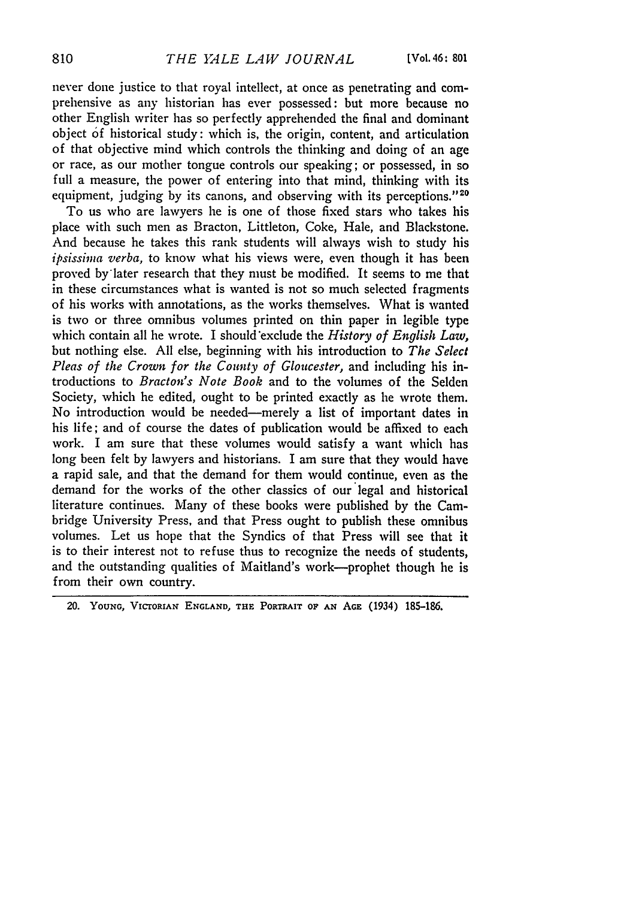never done justice to that royal intellect, at once as penetrating and comprehensive as any historian has ever possessed: but more because no other English writer has so perfectly apprehended the final and dominant object of historical study: which is, the origin, content, and articulation of that objective mind which controls the thinking and doing of an age or race, as our mother tongue controls our speaking; or possessed, in so full a measure, the power of entering into that mind, thinking with its equipment, judging by its canons, and observing with its perceptions."[20]

To us who are lawyers he is one of those fixed stars who takes his place with such men as Bracton, Littleton, Coke, Hale, and Blackstone. And because he takes this rank students will always wish to study his *ipsissima verba,* to know what his views were, even though it has been proved by later research that they must be modified. It seems to me that in these circumstances what is wanted is not so much selected fragments of his works with annotations, as the works themselves. What is wanted is two or three omnibus volumes printed on thin paper in legible type which contain all he wrote. I should exclude the *History of English Law,* but nothing else. All else, beginning with his introduction to *The Select Pleas of the Crown for the County of Gloucester,* and including his introductions to *Bracton's Note Book* and to the volumes of the Selden Society, which he edited, ought to be printed exactly as he wrote them. No introduction would be needed—merely a list of important dates in his life; and of course the dates of publication would be affixed to each work. I am sure that these volumes would satisfy a want which has long been felt by lawyers and historians. I am sure that they would have a rapid sale, and that the demand for them would continue, even as the demand for the works of the other classics of our legal and historical literature continues. Many of these books were published by the Cambridge University Press, and that Press ought to publish these omnibus volumes. Let us hope that the Syndics of that Press will see that it is to their interest not to refuse thus to recognize the needs of students, and the outstanding qualities of Maitland's work—prophet though he is from their own country.

---

20. Young, Victorian England, the Portrait of an Age (1934) 185-186.